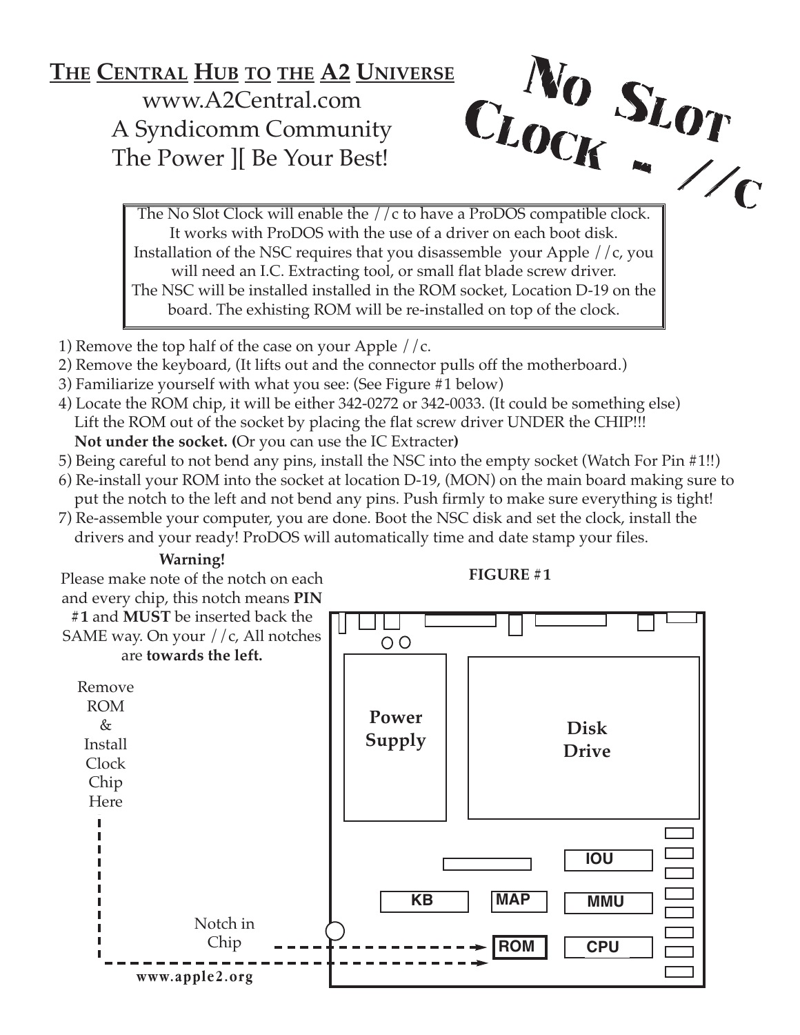**THE CENTRAL HUB TO THE A2 UNIVERSE**

www.A2Central.com

A Syndicomm Community

The Power ][ Be Your Best!

# NO SLOT CLOCK - //C

The No Slot Clock will enable the //c to have a ProDOS compatible clock. It works with ProDOS with the use of a driver on each boot disk. Installation of the NSC requires that you disassemble your Apple //c, you will need an I.C. Extracting tool, or small flat blade screw driver. The NSC will be installed installed in the ROM socket, Location D-19 on the board. The exhisting ROM will be re-installed on top of the clock.

1) Remove the top half of the case on your Apple //c.
2) Remove the keyboard, (It lifts out and the connector pulls off the motherboard.)
3) Familiarize yourself with what you see: (See Figure #1 below)
4) Locate the ROM chip, it will be either 342-0272 or 342-0033. (It could be something else) Lift the ROM out of the socket by placing the flat screw driver UNDER the CHIP!!! **Not under the socket. (**Or you can use the IC Extracter**)**
5) Being careful to not bend any pins, install the NSC into the empty socket (Watch For Pin #1!!)
6) Re-install your ROM into the socket at location D-19, (MON) on the main board making sure to put the notch to the left and not bend any pins. Push firmly to make sure everything is tight!
7) Re-assemble your computer, you are done. Boot the NSC disk and set the clock, install the drivers and your ready! ProDOS will automatically time and date stamp your files.

**Warning!**

Please make note of the notch on each and every chip, this notch means **PIN #1** and **MUST** be inserted back the SAME way. On your //c, All notches are **towards the left.**

Remove ROM & Install Clock Chip Here

Notch in Chip

www.apple2.org

**FIGURE #1**

Power Supply

Disk Drive

IOU

KB

MAP

MMU

ROM

CPU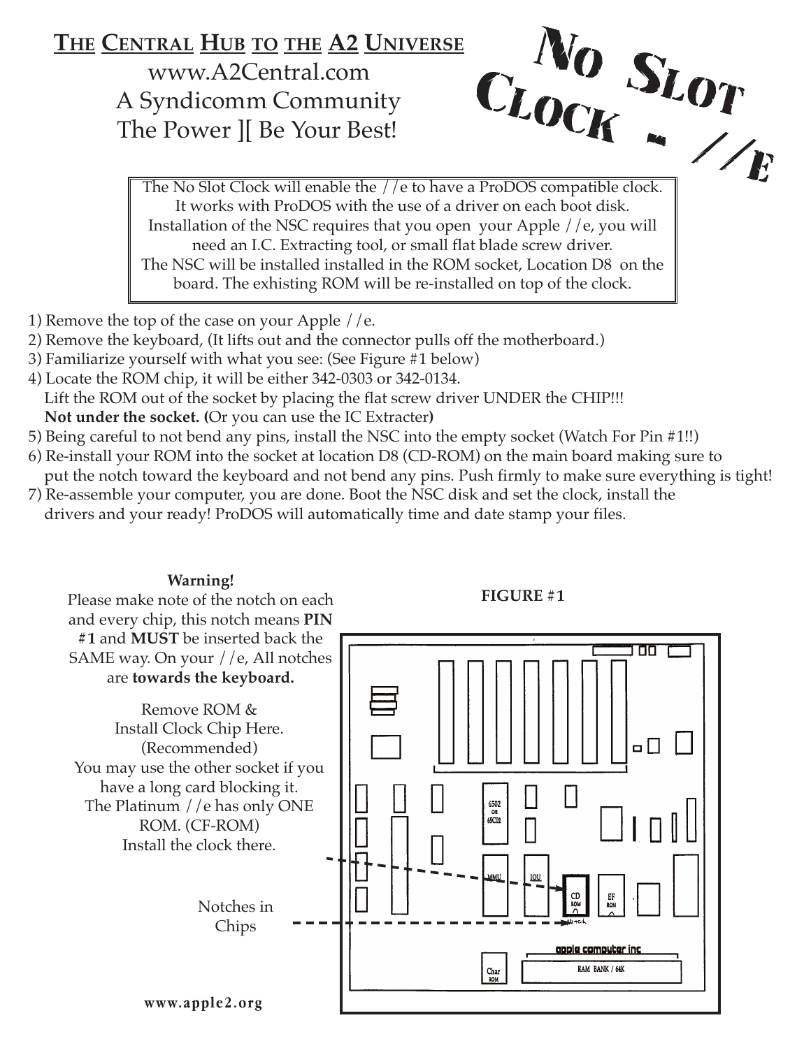# **The Central Hub to the A2 Universe**

www.A2Central.com
A Syndicomm Community
The Power ][ Be Your Best!

# No Slot Clock - //e

> The No Slot Clock will enable the //e to have a ProDOS compatible clock. It works with ProDOS with the use of a driver on each boot disk. Installation of the NSC requires that you open your Apple //e, you will need an I.C. Extracting tool, or small flat blade screw driver. The NSC will be installed installed in the ROM socket, Location D8 on the board. The exhisting ROM will be re-installed on top of the clock.

1) Remove the top of the case on your Apple //e.
2) Remove the keyboard, (It lifts out and the connector pulls off the motherboard.)
3) Familiarize yourself with what you see: (See Figure #1 below)
4) Locate the ROM chip, it will be either 342-0303 or 342-0134.
   Lift the ROM out of the socket by placing the flat screw driver UNDER the CHIP!!!
   **Not under the socket. (**Or you can use the IC Extracter**)**
5) Being careful to not bend any pins, install the NSC into the empty socket (Watch For Pin #1!!)
6) Re-install your ROM into the socket at location D8 (CD-ROM) on the main board making sure to put the notch toward the keyboard and not bend any pins. Push firmly to make sure everything is tight!
7) Re-assemble your computer, you are done. Boot the NSC disk and set the clock, install the drivers and your ready! ProDOS will automatically time and date stamp your files.

**Warning!**
Please make note of the notch on each and every chip, this notch means **PIN #1** and **MUST** be inserted back the SAME way. On your //e, All notches are **towards the keyboard.**

Remove ROM & Install Clock Chip Here. (Recommended)
You may use the other socket if you have a long card blocking it.
The Platinum //e has only ONE ROM. (CF-ROM)
Install the clock there.

Notches in Chips

**FIGURE #1**

6502 OR 65C02

MMU

IOU

CD ROM

EF ROM

Notch

apple computer inc

Char ROM

RAM BANK / 64K

**www.apple2.org**